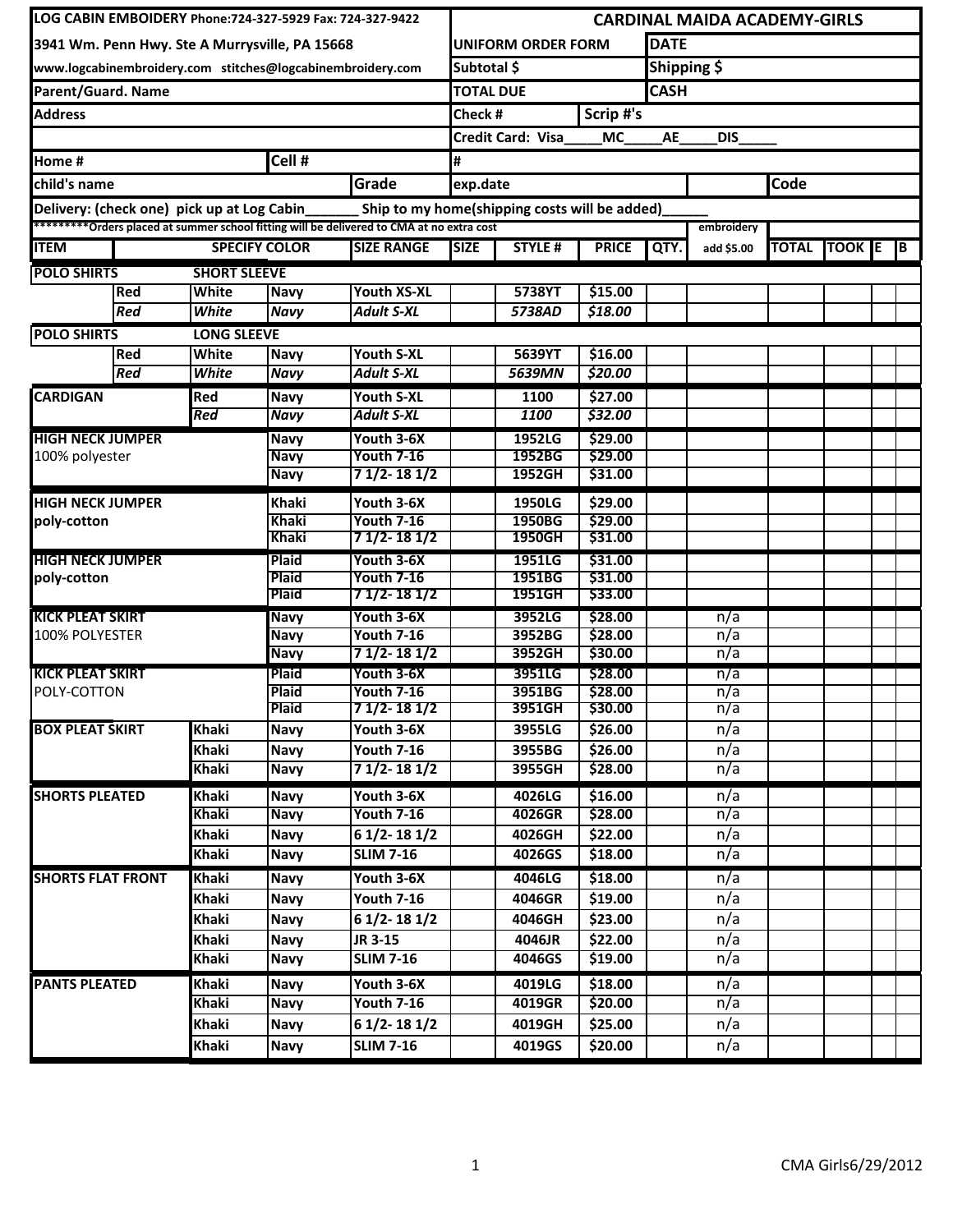| LOG CABIN EMBOIDERY Phone:724-327-5929 Fax: 724-327-9422 | CARDINAL MAIDA ACADEMY-GIRLS |
|---|---|
| 3941 Wm. Penn Hwy. Ste A Murrysville, PA 15668 | UNIFORM ORDER FORM / DATE |
| www.logcabinembroidery.com stitches@logcabinembroidery.com | Subtotal $ / Shipping $ |
| Parent/Guard. Name | TOTAL DUE / CASH |
| Address | Check # / Scrip #'s |
| | Credit Card: Visa_____ MC_____ AE_____ DIS_____ |
| Home # / Cell # | # |
| child's name / Grade | exp.date / Code |

Delivery: (check one) pick up at Log Cabin_______ Ship to my home(shipping costs will be added)______

*********Orders placed at summer school fitting will be delivered to CMA at no extra cost

| ITEM | | SPECIFY COLOR | | SIZE RANGE | SIZE | STYLE # | PRICE | QTY. | embroidery add $5.00 | TOTAL | TOOK | E | B |
|---|---|---|---|---|---|---|---|---|---|---|---|---|---|
| **POLO SHIRTS** | | **SHORT SLEEVE** | | | | | | | | | | | |
| | Red | White | Navy | Youth XS-XL | | 5738YT | $15.00 | | | | | | |
| | *Red* | *White* | *Navy* | *Adult S-XL* | | *5738AD* | *$18.00* | | | | | | |
| **POLO SHIRTS** | | **LONG SLEEVE** | | | | | | | | | | | |
| | Red | White | Navy | Youth S-XL | | 5639YT | $16.00 | | | | | | |
| | *Red* | *White* | *Navy* | *Adult S-XL* | | *5639MN* | *$20.00* | | | | | | |
| **CARDIGAN** | | Red | Navy | Youth S-XL | | 1100 | $27.00 | | | | | | |
| | | *Red* | *Navy* | *Adult S-XL* | | *1100* | *$32.00* | | | | | | |
| **HIGH NECK JUMPER** | | | Navy | Youth 3-6X | | 1952LG | $29.00 | | | | | | |
| 100% polyester | | | Navy | Youth 7-16 | | 1952BG | $29.00 | | | | | | |
| | | | Navy | 7 1/2- 18 1/2 | | 1952GH | $31.00 | | | | | | |
| **HIGH NECK JUMPER** | | | Khaki | Youth 3-6X | | 1950LG | $29.00 | | | | | | |
| **poly-cotton** | | | Khaki | Youth 7-16 | | 1950BG | $29.00 | | | | | | |
| | | | Khaki | 7 1/2- 18 1/2 | | 1950GH | $31.00 | | | | | | |
| **HIGH NECK JUMPER** | | | Plaid | Youth 3-6X | | 1951LG | $31.00 | | | | | | |
| **poly-cotton** | | | Plaid | Youth 7-16 | | 1951BG | $31.00 | | | | | | |
| | | | Plaid | 7 1/2- 18 1/2 | | 1951GH | $33.00 | | | | | | |
| **KICK PLEAT SKIRT** | | | Navy | Youth 3-6X | | 3952LG | $28.00 | | n/a | | | | |
| 100% POLYESTER | | | Navy | Youth 7-16 | | 3952BG | $28.00 | | n/a | | | | |
| | | | Navy | 7 1/2- 18 1/2 | | 3952GH | $30.00 | | n/a | | | | |
| **KICK PLEAT SKIRT** | | | Plaid | Youth 3-6X | | 3951LG | $28.00 | | n/a | | | | |
| POLY-COTTON | | | Plaid | Youth 7-16 | | 3951BG | $28.00 | | n/a | | | | |
| | | | Plaid | 7 1/2- 18 1/2 | | 3951GH | $30.00 | | n/a | | | | |
| **BOX PLEAT SKIRT** | | Khaki | Navy | Youth 3-6X | | 3955LG | $26.00 | | n/a | | | | |
| | | Khaki | Navy | Youth 7-16 | | 3955BG | $26.00 | | n/a | | | | |
| | | Khaki | Navy | 7 1/2- 18 1/2 | | 3955GH | $28.00 | | n/a | | | | |
| **SHORTS PLEATED** | | Khaki | Navy | Youth 3-6X | | 4026LG | $16.00 | | n/a | | | | |
| | | Khaki | Navy | Youth 7-16 | | 4026GR | $28.00 | | n/a | | | | |
| | | Khaki | Navy | 6 1/2- 18 1/2 | | 4026GH | $22.00 | | n/a | | | | |
| | | Khaki | Navy | SLIM 7-16 | | 4026GS | $18.00 | | n/a | | | | |
| **SHORTS FLAT FRONT** | | Khaki | Navy | Youth 3-6X | | 4046LG | $18.00 | | n/a | | | | |
| | | Khaki | Navy | Youth 7-16 | | 4046GR | $19.00 | | n/a | | | | |
| | | Khaki | Navy | 6 1/2- 18 1/2 | | 4046GH | $23.00 | | n/a | | | | |
| | | Khaki | Navy | JR 3-15 | | 4046JR | $22.00 | | n/a | | | | |
| | | Khaki | Navy | SLIM 7-16 | | 4046GS | $19.00 | | n/a | | | | |
| **PANTS PLEATED** | | Khaki | Navy | Youth 3-6X | | 4019LG | $18.00 | | n/a | | | | |
| | | Khaki | Navy | Youth 7-16 | | 4019GR | $20.00 | | n/a | | | | |
| | | Khaki | Navy | 6 1/2- 18 1/2 | | 4019GH | $25.00 | | n/a | | | | |
| | | Khaki | Navy | SLIM 7-16 | | 4019GS | $20.00 | | n/a | | | | |

CMA Girls6/29/2012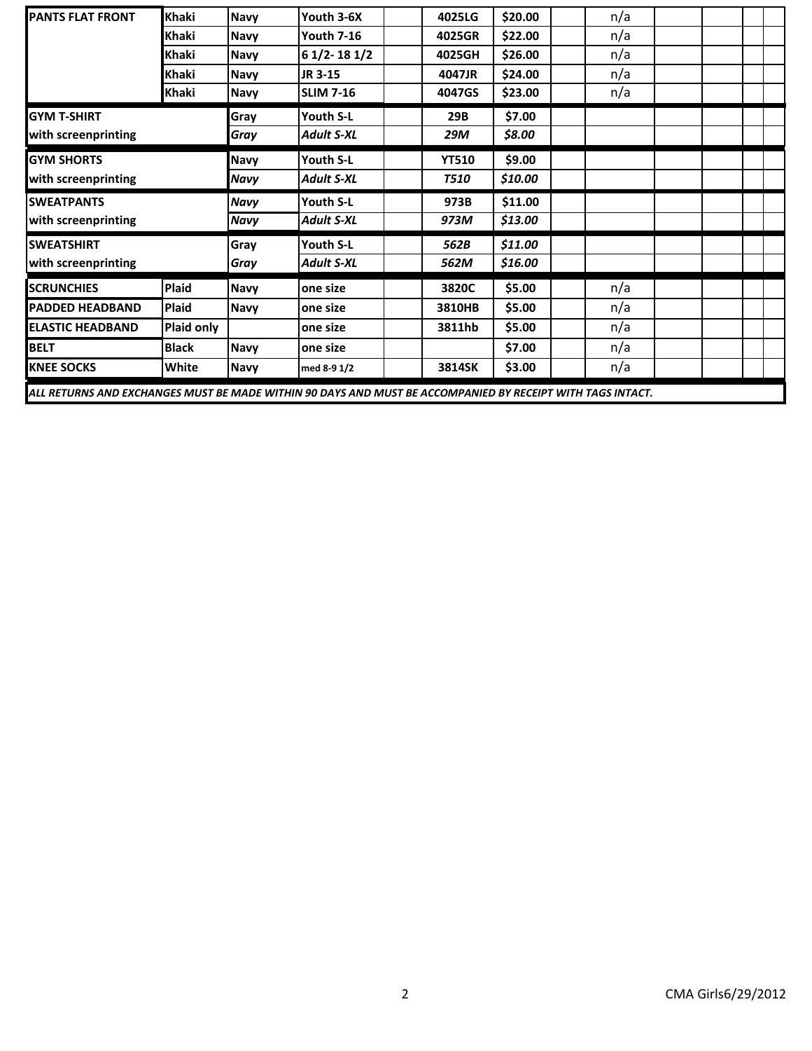| | | | | | | | | | | | | |
|---|---|---|---|---|---|---|---|---|---|---|---|---|
| **PANTS FLAT FRONT** | **Khaki** | **Navy** | **Youth 3-6X** | | **4025LG** | **$20.00** | | n/a | | | | |
| | **Khaki** | **Navy** | **Youth 7-16** | | **4025GR** | **$22.00** | | n/a | | | | |
| | **Khaki** | **Navy** | **6 1/2- 18 1/2** | | **4025GH** | **$26.00** | | n/a | | | | |
| | **Khaki** | **Navy** | **JR 3-15** | | **4047JR** | **$24.00** | | n/a | | | | |
| | **Khaki** | **Navy** | **SLIM 7-16** | | **4047GS** | **$23.00** | | n/a | | | | |
| **GYM T-SHIRT** | | Gray | **Youth S-L** | | **29B** | **$7.00** | | | | | | |
| **with screenprinting** | | ***Gray*** | ***Adult S-XL*** | | ***29M*** | ***$8.00*** | | | | | | |
| **GYM SHORTS** | | **Navy** | **Youth S-L** | | **YT510** | **$9.00** | | | | | | |
| **with screenprinting** | | ***Navy*** | ***Adult S-XL*** | | ***T510*** | ***$10.00*** | | | | | | |
| **SWEATPANTS** | | ***Navy*** | **Youth S-L** | | **973B** | **$11.00** | | | | | | |
| **with screenprinting** | | ***Navy*** | ***Adult S-XL*** | | ***973M*** | ***$13.00*** | | | | | | |
| **SWEATSHIRT** | | Gray | **Youth S-L** | | ***562B*** | ***$11.00*** | | | | | | |
| **with screenprinting** | | ***Gray*** | ***Adult S-XL*** | | ***562M*** | ***$16.00*** | | | | | | |
| **SCRUNCHIES** | **Plaid** | **Navy** | **one size** | | **3820C** | **$5.00** | | n/a | | | | |
| **PADDED HEADBAND** | **Plaid** | **Navy** | **one size** | | **3810HB** | **$5.00** | | n/a | | | | |
| **ELASTIC HEADBAND** | **Plaid only** | | **one size** | | **3811hb** | **$5.00** | | n/a | | | | |
| **BELT** | **Black** | **Navy** | **one size** | | | **$7.00** | | n/a | | | | |
| **KNEE SOCKS** | **White** | **Navy** | **med 8-9 1/2** | | **3814SK** | **$3.00** | | n/a | | | | |

***ALL RETURNS AND EXCHANGES MUST BE MADE WITHIN 90 DAYS AND MUST BE ACCOMPANIED BY RECEIPT WITH TAGS INTACT.***